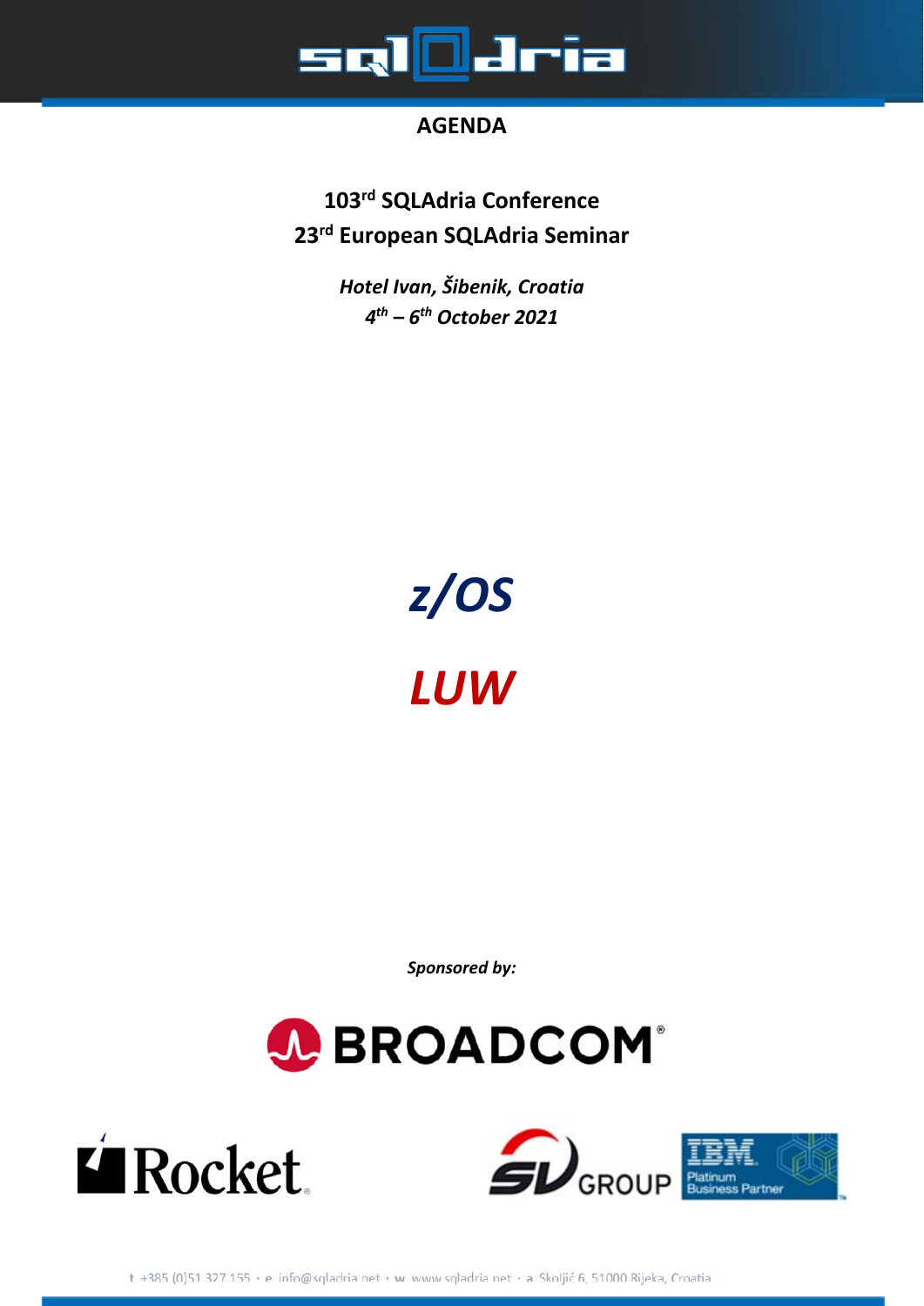# AGENDA

## 103rd SQLAdria Conference
## 23rd European SQLAdria Seminar

***Hotel Ivan, Šibenik, Croatia***
***4th – 6th October 2021***

# *z/OS*

# *LUW*

***Sponsored by:***

t +385 (0)51 327 155 · e info@sqladria.net · w www.sqladria.net · a Skoljić 6, 51000 Rijeka, Croatia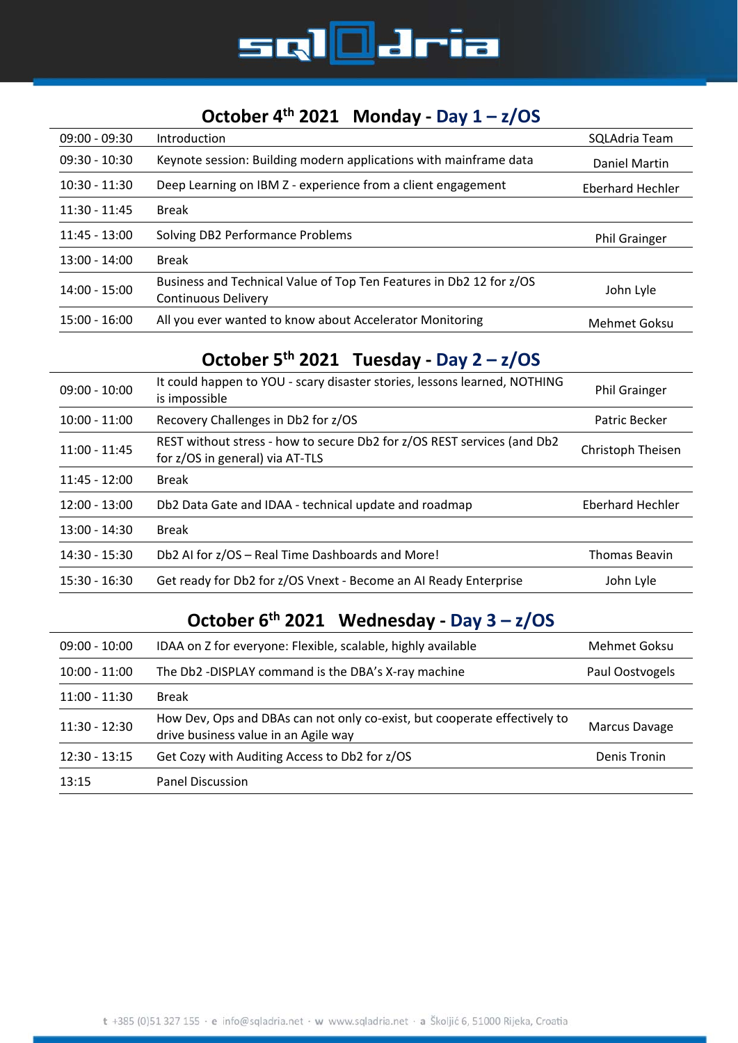## October 4th 2021 Monday - Day 1 – z/OS

| | | |
|---|---|---|
| 09:00 - 09:30 | Introduction | SQLAdria Team |
| 09:30 - 10:30 | Keynote session: Building modern applications with mainframe data | Daniel Martin |
| 10:30 - 11:30 | Deep Learning on IBM Z - experience from a client engagement | Eberhard Hechler |
| 11:30 - 11:45 | Break | |
| 11:45 - 13:00 | Solving DB2 Performance Problems | Phil Grainger |
| 13:00 - 14:00 | Break | |
| 14:00 - 15:00 | Business and Technical Value of Top Ten Features in Db2 12 for z/OS Continuous Delivery | John Lyle |
| 15:00 - 16:00 | All you ever wanted to know about Accelerator Monitoring | Mehmet Goksu |

## October 5th 2021 Tuesday - Day 2 – z/OS

| | | |
|---|---|---|
| 09:00 - 10:00 | It could happen to YOU - scary disaster stories, lessons learned, NOTHING is impossible | Phil Grainger |
| 10:00 - 11:00 | Recovery Challenges in Db2 for z/OS | Patric Becker |
| 11:00 - 11:45 | REST without stress - how to secure Db2 for z/OS REST services (and Db2 for z/OS in general) via AT-TLS | Christoph Theisen |
| 11:45 - 12:00 | Break | |
| 12:00 - 13:00 | Db2 Data Gate and IDAA - technical update and roadmap | Eberhard Hechler |
| 13:00 - 14:30 | Break | |
| 14:30 - 15:30 | Db2 AI for z/OS – Real Time Dashboards and More! | Thomas Beavin |
| 15:30 - 16:30 | Get ready for Db2 for z/OS Vnext - Become an AI Ready Enterprise | John Lyle |

## October 6th 2021 Wednesday - Day 3 – z/OS

| | | |
|---|---|---|
| 09:00 - 10:00 | IDAA on Z for everyone: Flexible, scalable, highly available | Mehmet Goksu |
| 10:00 - 11:00 | The Db2 -DISPLAY command is the DBA's X-ray machine | Paul Oostvogels |
| 11:00 - 11:30 | Break | |
| 11:30 - 12:30 | How Dev, Ops and DBAs can not only co-exist, but cooperate effectively to drive business value in an Agile way | Marcus Davage |
| 12:30 - 13:15 | Get Cozy with Auditing Access to Db2 for z/OS | Denis Tronin |
| 13:15 | Panel Discussion | |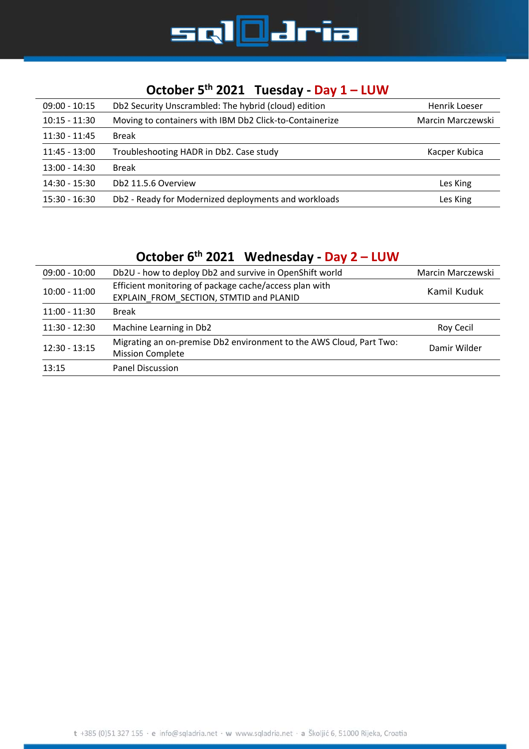## October 5th 2021 Tuesday - Day 1 – LUW

| | | |
|---|---|---|
| 09:00 - 10:15 | Db2 Security Unscrambled: The hybrid (cloud) edition | Henrik Loeser |
| 10:15 - 11:30 | Moving to containers with IBM Db2 Click-to-Containerize | Marcin Marczewski |
| 11:30 - 11:45 | Break | |
| 11:45 - 13:00 | Troubleshooting HADR in Db2. Case study | Kacper Kubica |
| 13:00 - 14:30 | Break | |
| 14:30 - 15:30 | Db2 11.5.6 Overview | Les King |
| 15:30 - 16:30 | Db2 - Ready for Modernized deployments and workloads | Les King |

## October 6th 2021 Wednesday - Day 2 – LUW

| | | |
|---|---|---|
| 09:00 - 10:00 | Db2U - how to deploy Db2 and survive in OpenShift world | Marcin Marczewski |
| 10:00 - 11:00 | Efficient monitoring of package cache/access plan with EXPLAIN_FROM_SECTION, STMTID and PLANID | Kamil Kuduk |
| 11:00 - 11:30 | Break | |
| 11:30 - 12:30 | Machine Learning in Db2 | Roy Cecil |
| 12:30 - 13:15 | Migrating an on-premise Db2 environment to the AWS Cloud, Part Two: Mission Complete | Damir Wilder |
| 13:15 | Panel Discussion | |